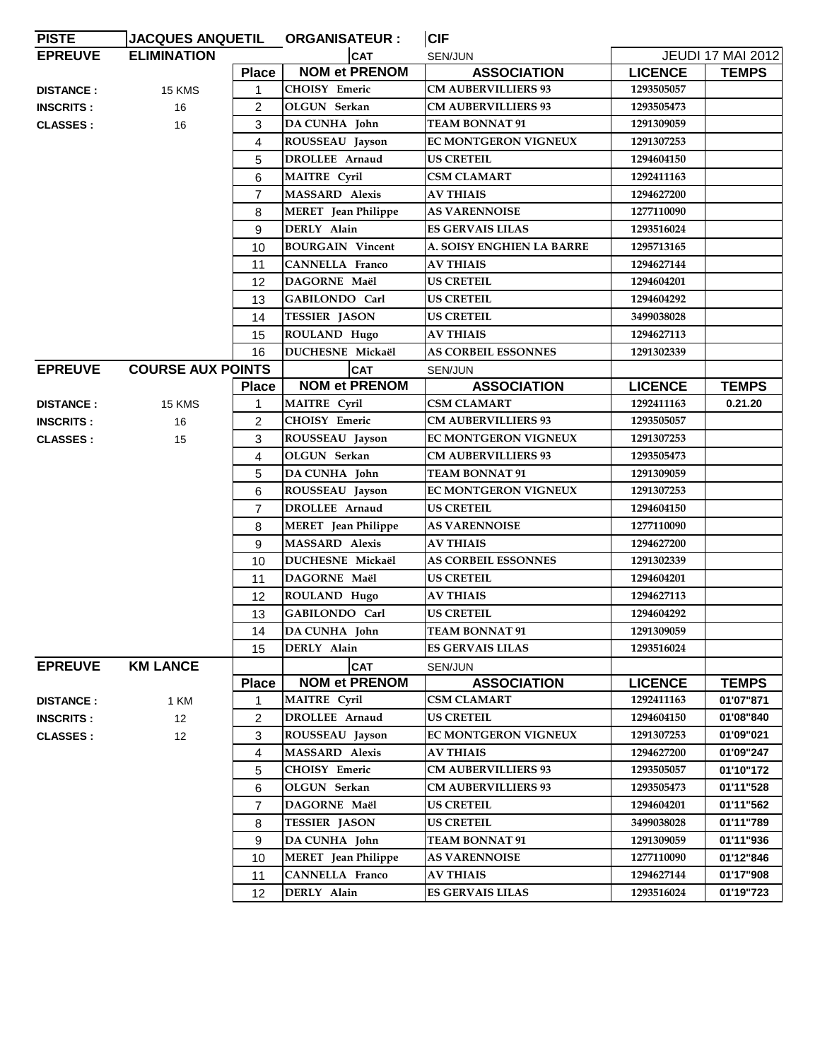| PISTE | JACQUES ANQUETIL | ORGANISATEUR : | CIF | | |
|---|---|---|---|---|---|
| **EPREUVE** | **ELIMINATION** | **CAT** | SEN/JUN | | JEUDI 17 MAI 2012 |

| | | Place | NOM et PRENOM | ASSOCIATION | LICENCE | TEMPS |
|---|---|---|---|---|---|---|
| DISTANCE : | 15 KMS | 1 | CHOISY Emeric | CM AUBERVILLIERS 93 | 1293505057 | |
| INSCRITS : | 16 | 2 | OLGUN Serkan | CM AUBERVILLIERS 93 | 1293505473 | |
| CLASSES : | 16 | 3 | DA CUNHA John | TEAM BONNAT 91 | 1291309059 | |
| | | 4 | ROUSSEAU Jayson | EC MONTGERON VIGNEUX | 1291307253 | |
| | | 5 | DROLLEE Arnaud | US CRETEIL | 1294604150 | |
| | | 6 | MAITRE Cyril | CSM CLAMART | 1292411163 | |
| | | 7 | MASSARD Alexis | AV THIAIS | 1294627200 | |
| | | 8 | MERET Jean Philippe | AS VARENNOISE | 1277110090 | |
| | | 9 | DERLY Alain | ES GERVAIS LILAS | 1293516024 | |
| | | 10 | BOURGAIN Vincent | A. SOISY ENGHIEN LA BARRE | 1295713165 | |
| | | 11 | CANNELLA Franco | AV THIAIS | 1294627144 | |
| | | 12 | DAGORNE Maël | US CRETEIL | 1294604201 | |
| | | 13 | GABILONDO Carl | US CRETEIL | 1294604292 | |
| | | 14 | TESSIER JASON | US CRETEIL | 3499038028 | |
| | | 15 | ROULAND Hugo | AV THIAIS | 1294627113 | |
| | | 16 | DUCHESNE Mickaël | AS CORBEIL ESSONNES | 1291302339 | |

| **EPREUVE** | **COURSE AUX POINTS** | **CAT** | SEN/JUN | | |
|---|---|---|---|---|---|

| | | Place | NOM et PRENOM | ASSOCIATION | LICENCE | TEMPS |
|---|---|---|---|---|---|---|
| DISTANCE : | 15 KMS | 1 | MAITRE Cyril | CSM CLAMART | 1292411163 | 0.21.20 |
| INSCRITS : | 16 | 2 | CHOISY Emeric | CM AUBERVILLIERS 93 | 1293505057 | |
| CLASSES : | 15 | 3 | ROUSSEAU Jayson | EC MONTGERON VIGNEUX | 1291307253 | |
| | | 4 | OLGUN Serkan | CM AUBERVILLIERS 93 | 1293505473 | |
| | | 5 | DA CUNHA John | TEAM BONNAT 91 | 1291309059 | |
| | | 6 | ROUSSEAU Jayson | EC MONTGERON VIGNEUX | 1291307253 | |
| | | 7 | DROLLEE Arnaud | US CRETEIL | 1294604150 | |
| | | 8 | MERET Jean Philippe | AS VARENNOISE | 1277110090 | |
| | | 9 | MASSARD Alexis | AV THIAIS | 1294627200 | |
| | | 10 | DUCHESNE Mickaël | AS CORBEIL ESSONNES | 1291302339 | |
| | | 11 | DAGORNE Maël | US CRETEIL | 1294604201 | |
| | | 12 | ROULAND Hugo | AV THIAIS | 1294627113 | |
| | | 13 | GABILONDO Carl | US CRETEIL | 1294604292 | |
| | | 14 | DA CUNHA John | TEAM BONNAT 91 | 1291309059 | |
| | | 15 | DERLY Alain | ES GERVAIS LILAS | 1293516024 | |

| **EPREUVE** | **KM LANCE** | **CAT** | SEN/JUN | | |
|---|---|---|---|---|---|

| | | Place | NOM et PRENOM | ASSOCIATION | LICENCE | TEMPS |
|---|---|---|---|---|---|---|
| DISTANCE : | 1 KM | 1 | MAITRE Cyril | CSM CLAMART | 1292411163 | 01'07"871 |
| INSCRITS : | 12 | 2 | DROLLEE Arnaud | US CRETEIL | 1294604150 | 01'08"840 |
| CLASSES : | 12 | 3 | ROUSSEAU Jayson | EC MONTGERON VIGNEUX | 1291307253 | 01'09"021 |
| | | 4 | MASSARD Alexis | AV THIAIS | 1294627200 | 01'09"247 |
| | | 5 | CHOISY Emeric | CM AUBERVILLIERS 93 | 1293505057 | 01'10"172 |
| | | 6 | OLGUN Serkan | CM AUBERVILLIERS 93 | 1293505473 | 01'11"528 |
| | | 7 | DAGORNE Maël | US CRETEIL | 1294604201 | 01'11"562 |
| | | 8 | TESSIER JASON | US CRETEIL | 3499038028 | 01'11"789 |
| | | 9 | DA CUNHA John | TEAM BONNAT 91 | 1291309059 | 01'11"936 |
| | | 10 | MERET Jean Philippe | AS VARENNOISE | 1277110090 | 01'12"846 |
| | | 11 | CANNELLA Franco | AV THIAIS | 1294627144 | 01'17"908 |
| | | 12 | DERLY Alain | ES GERVAIS LILAS | 1293516024 | 01'19"723 |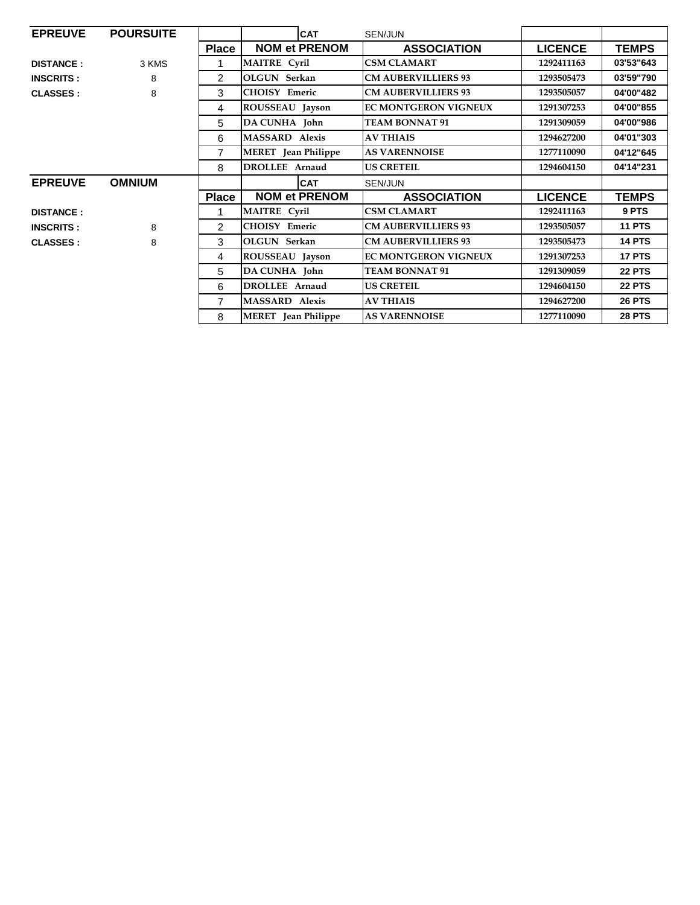| EPREUVE | POURSUITE | | | CAT SEN/JUN | | |
|---|---|---|---|---|---|---|
| | | Place | NOM et PRENOM | ASSOCIATION | LICENCE | TEMPS |
| DISTANCE : | 3 KMS | 1 | MAITRE Cyril | CSM CLAMART | 1292411163 | 03'53"643 |
| INSCRITS : | 8 | 2 | OLGUN Serkan | CM AUBERVILLIERS 93 | 1293505473 | 03'59"790 |
| CLASSES : | 8 | 3 | CHOISY Emeric | CM AUBERVILLIERS 93 | 1293505057 | 04'00"482 |
| | | 4 | ROUSSEAU Jayson | EC MONTGERON VIGNEUX | 1291307253 | 04'00"855 |
| | | 5 | DA CUNHA John | TEAM BONNAT 91 | 1291309059 | 04'00"986 |
| | | 6 | MASSARD Alexis | AV THIAIS | 1294627200 | 04'01"303 |
| | | 7 | MERET Jean Philippe | AS VARENNOISE | 1277110090 | 04'12"645 |
| | | 8 | DROLLEE Arnaud | US CRETEIL | 1294604150 | 04'14"231 |

| EPREUVE | OMNIUM | | | CAT SEN/JUN | | |
|---|---|---|---|---|---|---|
| | | Place | NOM et PRENOM | ASSOCIATION | LICENCE | TEMPS |
| DISTANCE : | | 1 | MAITRE Cyril | CSM CLAMART | 1292411163 | 9 PTS |
| INSCRITS : | 8 | 2 | CHOISY Emeric | CM AUBERVILLIERS 93 | 1293505057 | 11 PTS |
| CLASSES : | 8 | 3 | OLGUN Serkan | CM AUBERVILLIERS 93 | 1293505473 | 14 PTS |
| | | 4 | ROUSSEAU Jayson | EC MONTGERON VIGNEUX | 1291307253 | 17 PTS |
| | | 5 | DA CUNHA John | TEAM BONNAT 91 | 1291309059 | 22 PTS |
| | | 6 | DROLLEE Arnaud | US CRETEIL | 1294604150 | 22 PTS |
| | | 7 | MASSARD Alexis | AV THIAIS | 1294627200 | 26 PTS |
| | | 8 | MERET Jean Philippe | AS VARENNOISE | 1277110090 | 28 PTS |